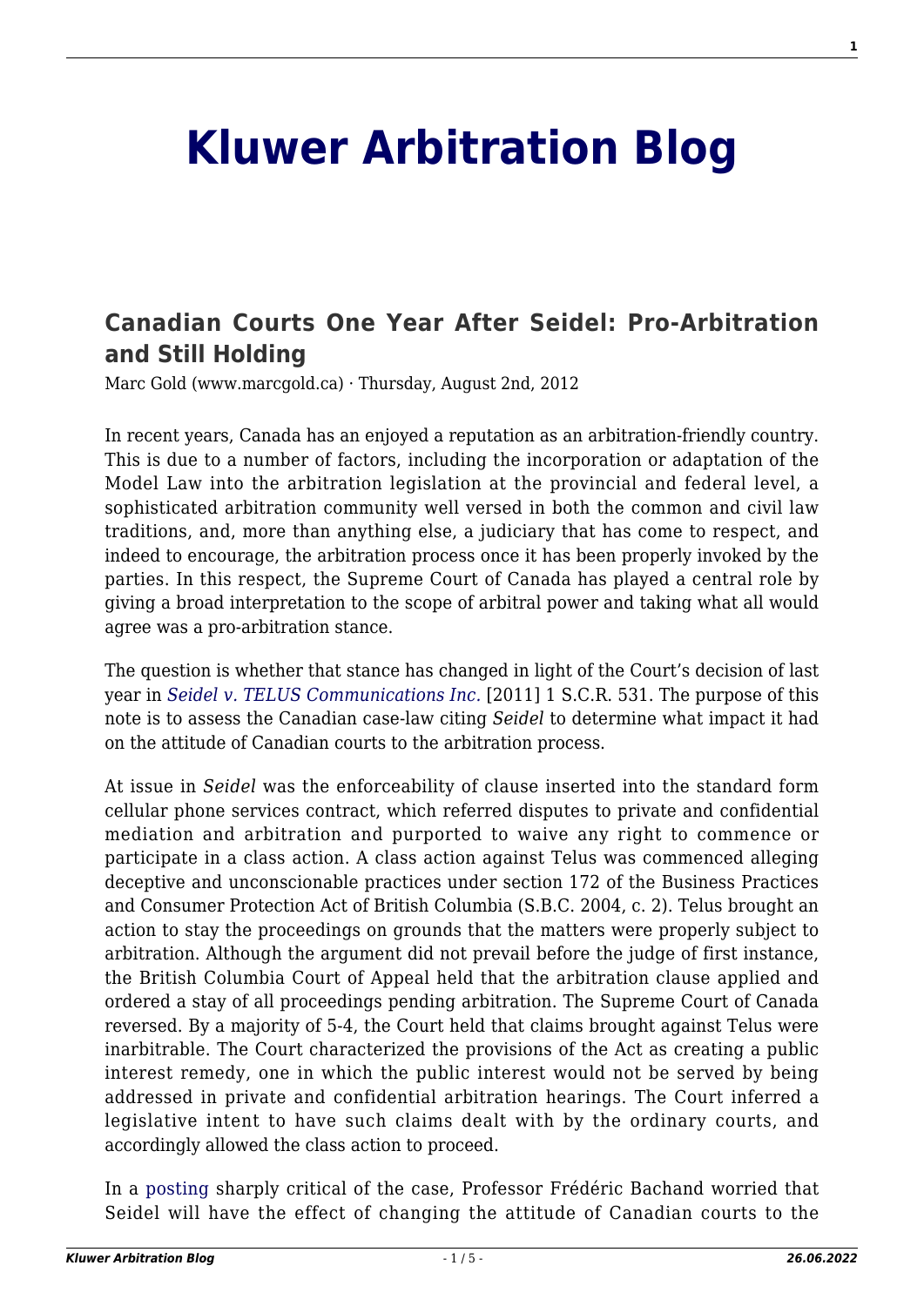# Kluwer Arbitration Blog

## Canadian Courts One Year After Seidel: Pro-Arbitration and Still Holding

Marc Gold (www.marcgold.ca) · Thursday, August 2nd, 2012

In recent years, Canada has an enjoyed a reputation as an arbitration-friendly country. This is due to a number of factors, including the incorporation or adaptation of the Model Law into the arbitration legislation at the provincial and federal level, a sophisticated arbitration community well versed in both the common and civil law traditions, and, more than anything else, a judiciary that has come to respect, and indeed to encourage, the arbitration process once it has been properly invoked by the parties. In this respect, the Supreme Court of Canada has played a central role by giving a broad interpretation to the scope of arbitral power and taking what all would agree was a pro-arbitration stance.

The question is whether that stance has changed in light of the Court's decision of last year in *Seidel v. TELUS Communications Inc.* [2011] 1 S.C.R. 531. The purpose of this note is to assess the Canadian case-law citing *Seidel* to determine what impact it had on the attitude of Canadian courts to the arbitration process.

At issue in *Seidel* was the enforceability of clause inserted into the standard form cellular phone services contract, which referred disputes to private and confidential mediation and arbitration and purported to waive any right to commence or participate in a class action. A class action against Telus was commenced alleging deceptive and unconscionable practices under section 172 of the Business Practices and Consumer Protection Act of British Columbia (S.B.C. 2004, c. 2). Telus brought an action to stay the proceedings on grounds that the matters were properly subject to arbitration. Although the argument did not prevail before the judge of first instance, the British Columbia Court of Appeal held that the arbitration clause applied and ordered a stay of all proceedings pending arbitration. The Supreme Court of Canada reversed. By a majority of 5-4, the Court held that claims brought against Telus were inarbitrable. The Court characterized the provisions of the Act as creating a public interest remedy, one in which the public interest would not be served by being addressed in private and confidential arbitration hearings. The Court inferred a legislative intent to have such claims dealt with by the ordinary courts, and accordingly allowed the class action to proceed.

In a posting sharply critical of the case, Professor Frédéric Bachand worried that Seidel will have the effect of changing the attitude of Canadian courts to the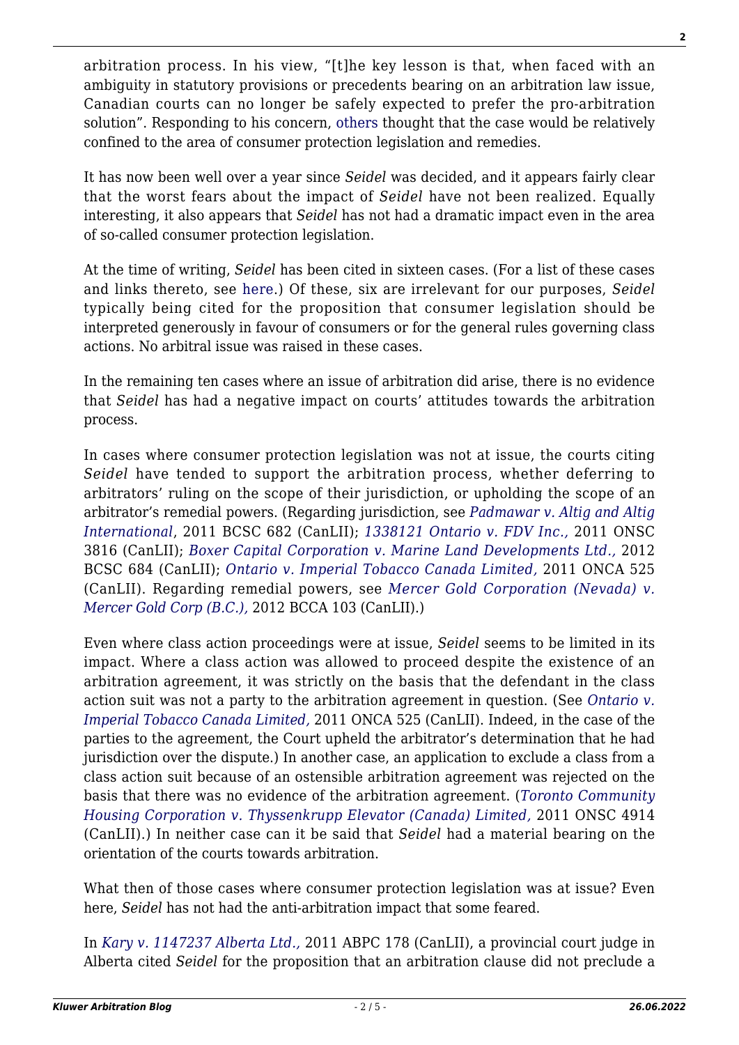arbitration process. In his view, "[t]he key lesson is that, when faced with an ambiguity in statutory provisions or precedents bearing on an arbitration law issue, Canadian courts can no longer be safely expected to prefer the pro-arbitration solution". Responding to his concern, others thought that the case would be relatively confined to the area of consumer protection legislation and remedies.

It has now been well over a year since *Seidel* was decided, and it appears fairly clear that the worst fears about the impact of *Seidel* have not been realized. Equally interesting, it also appears that *Seidel* has not had a dramatic impact even in the area of so-called consumer protection legislation.

At the time of writing, *Seidel* has been cited in sixteen cases. (For a list of these cases and links thereto, see here.) Of these, six are irrelevant for our purposes, *Seidel* typically being cited for the proposition that consumer legislation should be interpreted generously in favour of consumers or for the general rules governing class actions. No arbitral issue was raised in these cases.

In the remaining ten cases where an issue of arbitration did arise, there is no evidence that *Seidel* has had a negative impact on courts' attitudes towards the arbitration process.

In cases where consumer protection legislation was not at issue, the courts citing *Seidel* have tended to support the arbitration process, whether deferring to arbitrators' ruling on the scope of their jurisdiction, or upholding the scope of an arbitrator's remedial powers. (Regarding jurisdiction, see *Padmawar v. Altig and Altig International*, 2011 BCSC 682 (CanLII); *1338121 Ontario v. FDV Inc.,* 2011 ONSC 3816 (CanLII); *Boxer Capital Corporation v. Marine Land Developments Ltd.,* 2012 BCSC 684 (CanLII); *Ontario v. Imperial Tobacco Canada Limited,* 2011 ONCA 525 (CanLII). Regarding remedial powers, see *Mercer Gold Corporation (Nevada) v. Mercer Gold Corp (B.C.),* 2012 BCCA 103 (CanLII).)

Even where class action proceedings were at issue, *Seidel* seems to be limited in its impact. Where a class action was allowed to proceed despite the existence of an arbitration agreement, it was strictly on the basis that the defendant in the class action suit was not a party to the arbitration agreement in question. (See *Ontario v. Imperial Tobacco Canada Limited,* 2011 ONCA 525 (CanLII). Indeed, in the case of the parties to the agreement, the Court upheld the arbitrator's determination that he had jurisdiction over the dispute.) In another case, an application to exclude a class from a class action suit because of an ostensible arbitration agreement was rejected on the basis that there was no evidence of the arbitration agreement. (*Toronto Community Housing Corporation v. Thyssenkrupp Elevator (Canada) Limited,* 2011 ONSC 4914 (CanLII).) In neither case can it be said that *Seidel* had a material bearing on the orientation of the courts towards arbitration.

What then of those cases where consumer protection legislation was at issue? Even here, *Seidel* has not had the anti-arbitration impact that some feared.

In *Kary v. 1147237 Alberta Ltd.,* 2011 ABPC 178 (CanLII), a provincial court judge in Alberta cited *Seidel* for the proposition that an arbitration clause did not preclude a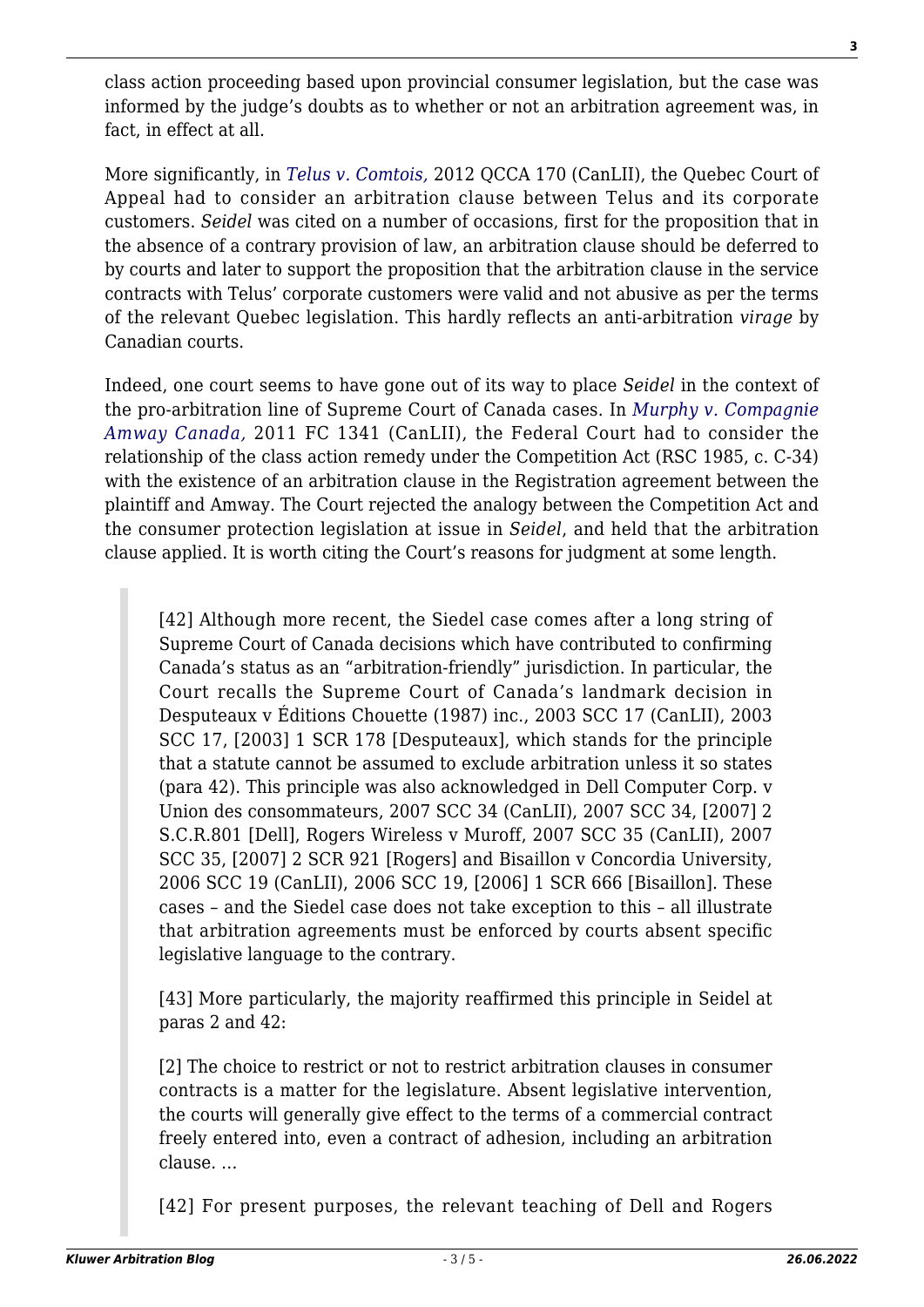class action proceeding based upon provincial consumer legislation, but the case was informed by the judge's doubts as to whether or not an arbitration agreement was, in fact, in effect at all.

More significantly, in *Telus v. Comtois,* 2012 QCCA 170 (CanLII), the Quebec Court of Appeal had to consider an arbitration clause between Telus and its corporate customers. *Seidel* was cited on a number of occasions, first for the proposition that in the absence of a contrary provision of law, an arbitration clause should be deferred to by courts and later to support the proposition that the arbitration clause in the service contracts with Telus' corporate customers were valid and not abusive as per the terms of the relevant Quebec legislation. This hardly reflects an anti-arbitration *virage* by Canadian courts.

Indeed, one court seems to have gone out of its way to place *Seidel* in the context of the pro-arbitration line of Supreme Court of Canada cases. In *Murphy v. Compagnie Amway Canada,* 2011 FC 1341 (CanLII), the Federal Court had to consider the relationship of the class action remedy under the Competition Act (RSC 1985, c. C-34) with the existence of an arbitration clause in the Registration agreement between the plaintiff and Amway. The Court rejected the analogy between the Competition Act and the consumer protection legislation at issue in *Seidel*, and held that the arbitration clause applied. It is worth citing the Court's reasons for judgment at some length.

> [42] Although more recent, the Siedel case comes after a long string of Supreme Court of Canada decisions which have contributed to confirming Canada's status as an "arbitration-friendly" jurisdiction. In particular, the Court recalls the Supreme Court of Canada's landmark decision in Desputeaux v Éditions Chouette (1987) inc., 2003 SCC 17 (CanLII), 2003 SCC 17, [2003] 1 SCR 178 [Desputeaux], which stands for the principle that a statute cannot be assumed to exclude arbitration unless it so states (para 42). This principle was also acknowledged in Dell Computer Corp. v Union des consommateurs, 2007 SCC 34 (CanLII), 2007 SCC 34, [2007] 2 S.C.R.801 [Dell], Rogers Wireless v Muroff, 2007 SCC 35 (CanLII), 2007 SCC 35, [2007] 2 SCR 921 [Rogers] and Bisaillon v Concordia University, 2006 SCC 19 (CanLII), 2006 SCC 19, [2006] 1 SCR 666 [Bisaillon]. These cases – and the Siedel case does not take exception to this – all illustrate that arbitration agreements must be enforced by courts absent specific legislative language to the contrary.
>
> [43] More particularly, the majority reaffirmed this principle in Seidel at paras 2 and 42:
>
> [2] The choice to restrict or not to restrict arbitration clauses in consumer contracts is a matter for the legislature. Absent legislative intervention, the courts will generally give effect to the terms of a commercial contract freely entered into, even a contract of adhesion, including an arbitration clause. …
>
> [42] For present purposes, the relevant teaching of Dell and Rogers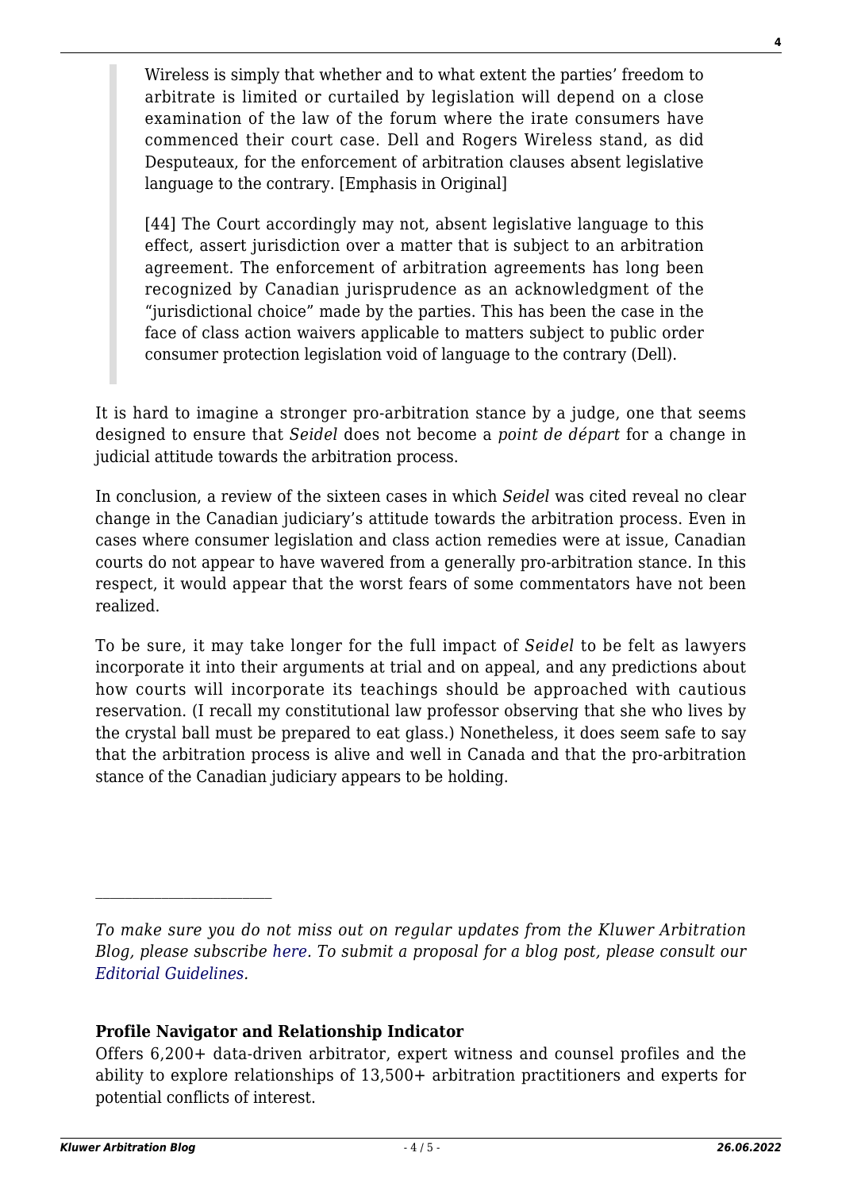> Wireless is simply that whether and to what extent the parties' freedom to arbitrate is limited or curtailed by legislation will depend on a close examination of the law of the forum where the irate consumers have commenced their court case. Dell and Rogers Wireless stand, as did Desputeaux, for the enforcement of arbitration clauses absent legislative language to the contrary. [Emphasis in Original]
>
> [44] The Court accordingly may not, absent legislative language to this effect, assert jurisdiction over a matter that is subject to an arbitration agreement. The enforcement of arbitration agreements has long been recognized by Canadian jurisprudence as an acknowledgment of the "jurisdictional choice" made by the parties. This has been the case in the face of class action waivers applicable to matters subject to public order consumer protection legislation void of language to the contrary (Dell).

It is hard to imagine a stronger pro-arbitration stance by a judge, one that seems designed to ensure that *Seidel* does not become a *point de départ* for a change in judicial attitude towards the arbitration process.

In conclusion, a review of the sixteen cases in which *Seidel* was cited reveal no clear change in the Canadian judiciary's attitude towards the arbitration process. Even in cases where consumer legislation and class action remedies were at issue, Canadian courts do not appear to have wavered from a generally pro-arbitration stance. In this respect, it would appear that the worst fears of some commentators have not been realized.

To be sure, it may take longer for the full impact of *Seidel* to be felt as lawyers incorporate it into their arguments at trial and on appeal, and any predictions about how courts will incorporate its teachings should be approached with cautious reservation. (I recall my constitutional law professor observing that she who lives by the crystal ball must be prepared to eat glass.) Nonetheless, it does seem safe to say that the arbitration process is alive and well in Canada and that the pro-arbitration stance of the Canadian judiciary appears to be holding.

---

*To make sure you do not miss out on regular updates from the Kluwer Arbitration Blog, please subscribe here. To submit a proposal for a blog post, please consult our Editorial Guidelines.*

**Profile Navigator and Relationship Indicator**

Offers 6,200+ data-driven arbitrator, expert witness and counsel profiles and the ability to explore relationships of 13,500+ arbitration practitioners and experts for potential conflicts of interest.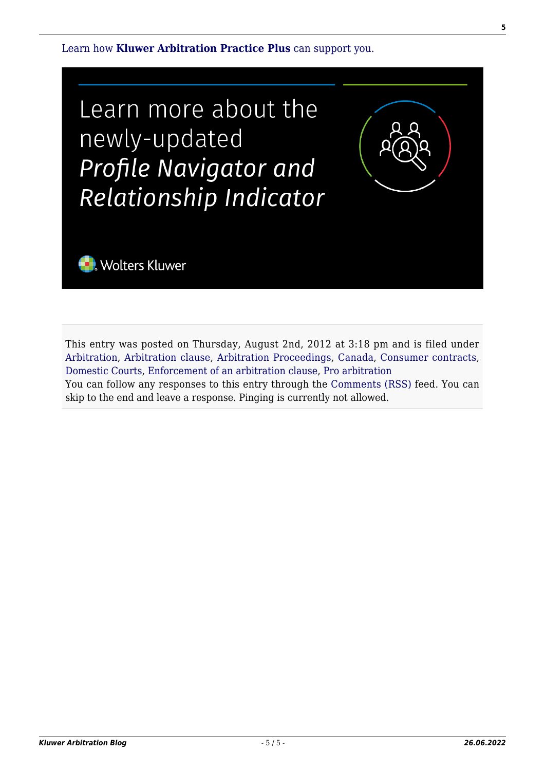Learn how **Kluwer Arbitration Practice Plus** can support you.

Learn more about the newly-updated *Profile Navigator and Relationship Indicator*

Wolters Kluwer

This entry was posted on Thursday, August 2nd, 2012 at 3:18 pm and is filed under Arbitration, Arbitration clause, Arbitration Proceedings, Canada, Consumer contracts, Domestic Courts, Enforcement of an arbitration clause, Pro arbitration

You can follow any responses to this entry through the Comments (RSS) feed. You can skip to the end and leave a response. Pinging is currently not allowed.